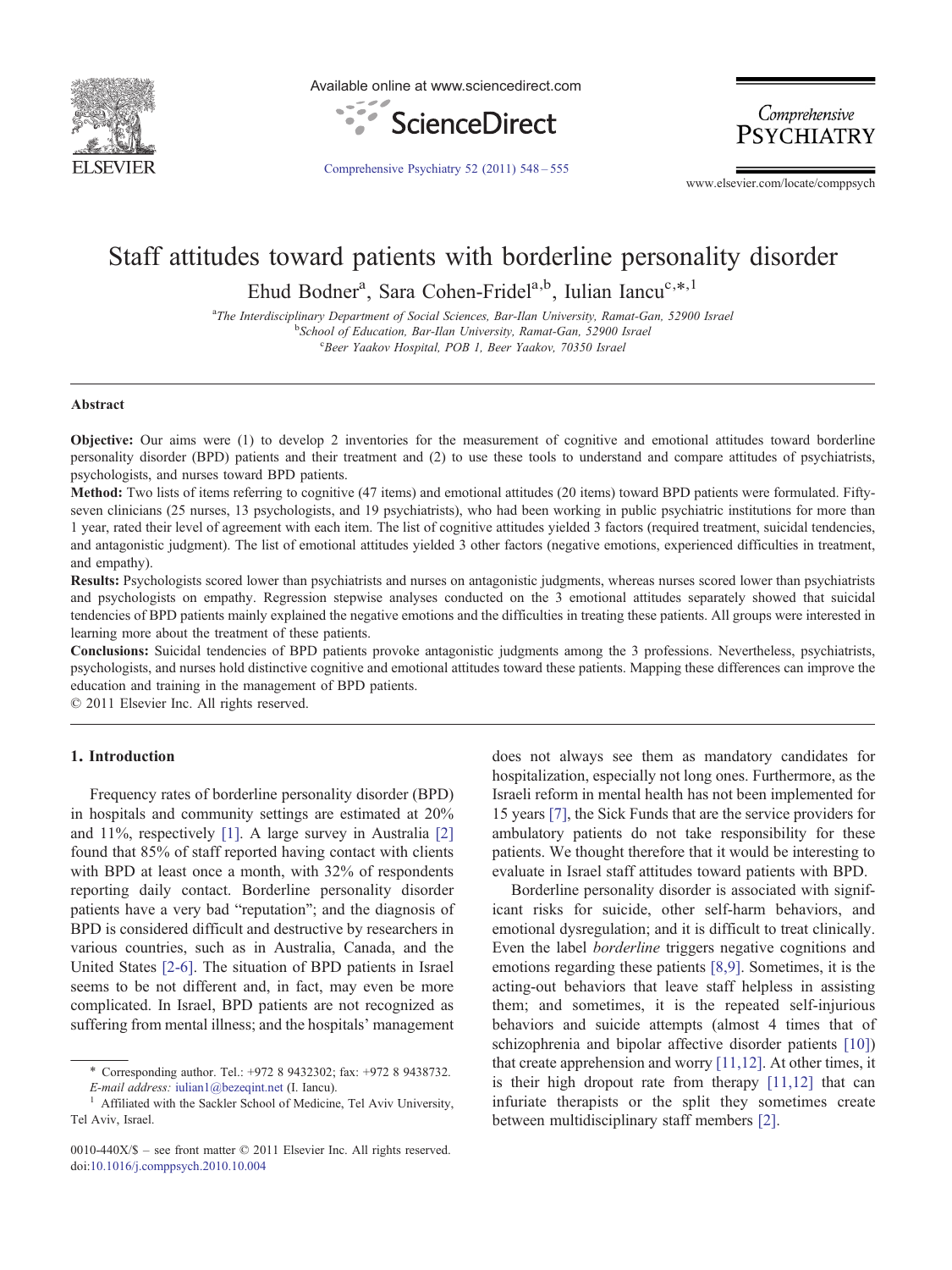# Staff attitudes toward patients with borderline personality disorder

Ehud Bodner[a], Sara Cohen-Fridel[a,b], Iulian Iancu[c,*,1]

[a]The Interdisciplinary Department of Social Sciences, Bar-Ilan University, Ramat-Gan, 52900 Israel
[b]School of Education, Bar-Ilan University, Ramat-Gan, 52900 Israel
[c]Beer Yaakov Hospital, POB 1, Beer Yaakov, 70350 Israel

## Abstract

**Objective:** Our aims were (1) to develop 2 inventories for the measurement of cognitive and emotional attitudes toward borderline personality disorder (BPD) patients and their treatment and (2) to use these tools to understand and compare attitudes of psychiatrists, psychologists, and nurses toward BPD patients.

**Method:** Two lists of items referring to cognitive (47 items) and emotional attitudes (20 items) toward BPD patients were formulated. Fifty-seven clinicians (25 nurses, 13 psychologists, and 19 psychiatrists), who had been working in public psychiatric institutions for more than 1 year, rated their level of agreement with each item. The list of cognitive attitudes yielded 3 factors (required treatment, suicidal tendencies, and antagonistic judgment). The list of emotional attitudes yielded 3 other factors (negative emotions, experienced difficulties in treatment, and empathy).

**Results:** Psychologists scored lower than psychiatrists and nurses on antagonistic judgments, whereas nurses scored lower than psychiatrists and psychologists on empathy. Regression stepwise analyses conducted on the 3 emotional attitudes separately showed that suicidal tendencies of BPD patients mainly explained the negative emotions and the difficulties in treating these patients. All groups were interested in learning more about the treatment of these patients.

**Conclusions:** Suicidal tendencies of BPD patients provoke antagonistic judgments among the 3 professions. Nevertheless, psychiatrists, psychologists, and nurses hold distinctive cognitive and emotional attitudes toward these patients. Mapping these differences can improve the education and training in the management of BPD patients.

© 2011 Elsevier Inc. All rights reserved.

## 1. Introduction

Frequency rates of borderline personality disorder (BPD) in hospitals and community settings are estimated at 20% and 11%, respectively [1]. A large survey in Australia [2] found that 85% of staff reported having contact with clients with BPD at least once a month, with 32% of respondents reporting daily contact. Borderline personality disorder patients have a very bad "reputation"; and the diagnosis of BPD is considered difficult and destructive by researchers in various countries, such as in Australia, Canada, and the United States [2-6]. The situation of BPD patients in Israel seems to be not different and, in fact, may even be more complicated. In Israel, BPD patients are not recognized as suffering from mental illness; and the hospitals' management does not always see them as mandatory candidates for hospitalization, especially not long ones. Furthermore, as the Israeli reform in mental health has not been implemented for 15 years [7], the Sick Funds that are the service providers for ambulatory patients do not take responsibility for these patients. We thought therefore that it would be interesting to evaluate in Israel staff attitudes toward patients with BPD.

Borderline personality disorder is associated with significant risks for suicide, other self-harm behaviors, and emotional dysregulation; and it is difficult to treat clinically. Even the label *borderline* triggers negative cognitions and emotions regarding these patients [8,9]. Sometimes, it is the acting-out behaviors that leave staff helpless in assisting them; and sometimes, it is the repeated self-injurious behaviors and suicide attempts (almost 4 times that of schizophrenia and bipolar affective disorder patients [10]) that create apprehension and worry [11,12]. At other times, it is their high dropout rate from therapy [11,12] that can infuriate therapists or the split they sometimes create between multidisciplinary staff members [2].

\* Corresponding author. Tel.: +972 8 9432302; fax: +972 8 9438732. *E-mail address:* iulian1@bezeqint.net (I. Iancu).

[1] Affiliated with the Sackler School of Medicine, Tel Aviv University, Tel Aviv, Israel.

0010-440X/$ – see front matter © 2011 Elsevier Inc. All rights reserved.
doi:10.1016/j.comppsych.2010.10.004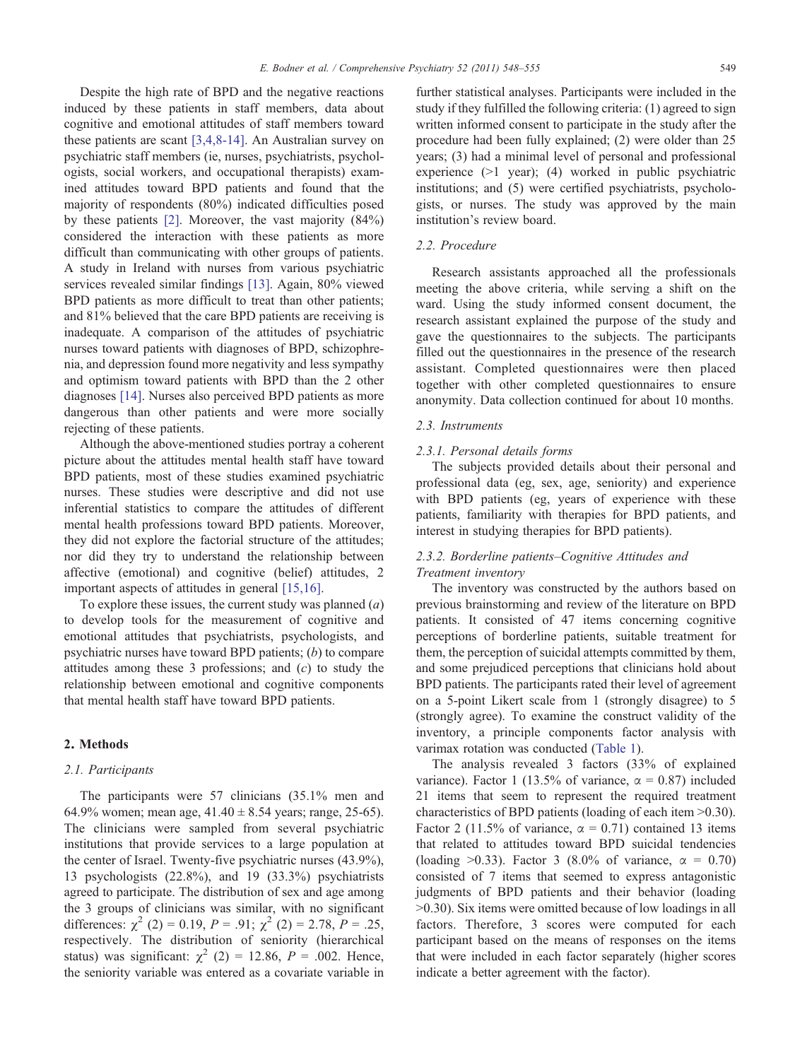Despite the high rate of BPD and the negative reactions induced by these patients in staff members, data about cognitive and emotional attitudes of staff members toward these patients are scant [3,4,8-14]. An Australian survey on psychiatric staff members (ie, nurses, psychiatrists, psychologists, social workers, and occupational therapists) examined attitudes toward BPD patients and found that the majority of respondents (80%) indicated difficulties posed by these patients [2]. Moreover, the vast majority (84%) considered the interaction with these patients as more difficult than communicating with other groups of patients. A study in Ireland with nurses from various psychiatric services revealed similar findings [13]. Again, 80% viewed BPD patients as more difficult to treat than other patients; and 81% believed that the care BPD patients are receiving is inadequate. A comparison of the attitudes of psychiatric nurses toward patients with diagnoses of BPD, schizophrenia, and depression found more negativity and less sympathy and optimism toward patients with BPD than the 2 other diagnoses [14]. Nurses also perceived BPD patients as more dangerous than other patients and were more socially rejecting of these patients.

Although the above-mentioned studies portray a coherent picture about the attitudes mental health staff have toward BPD patients, most of these studies examined psychiatric nurses. These studies were descriptive and did not use inferential statistics to compare the attitudes of different mental health professions toward BPD patients. Moreover, they did not explore the factorial structure of the attitudes; nor did they try to understand the relationship between affective (emotional) and cognitive (belief) attitudes, 2 important aspects of attitudes in general [15,16].

To explore these issues, the current study was planned (*a*) to develop tools for the measurement of cognitive and emotional attitudes that psychiatrists, psychologists, and psychiatric nurses have toward BPD patients; (*b*) to compare attitudes among these 3 professions; and (*c*) to study the relationship between emotional and cognitive components that mental health staff have toward BPD patients.

## 2. Methods

### 2.1. Participants

The participants were 57 clinicians (35.1% men and 64.9% women; mean age, 41.40 ± 8.54 years; range, 25-65). The clinicians were sampled from several psychiatric institutions that provide services to a large population at the center of Israel. Twenty-five psychiatric nurses (43.9%), 13 psychologists (22.8%), and 19 (33.3%) psychiatrists agreed to participate. The distribution of sex and age among the 3 groups of clinicians was similar, with no significant differences: $\chi^2$ (2) = 0.19, $P$ = .91; $\chi^2$ (2) = 2.78, $P$ = .25, respectively. The distribution of seniority (hierarchical status) was significant: $\chi^2$ (2) = 12.86, $P$ = .002. Hence, the seniority variable was entered as a covariate variable in further statistical analyses. Participants were included in the study if they fulfilled the following criteria: (1) agreed to sign written informed consent to participate in the study after the procedure had been fully explained; (2) were older than 25 years; (3) had a minimal level of personal and professional experience (>1 year); (4) worked in public psychiatric institutions; and (5) were certified psychiatrists, psychologists, or nurses. The study was approved by the main institution's review board.

### 2.2. Procedure

Research assistants approached all the professionals meeting the above criteria, while serving a shift on the ward. Using the study informed consent document, the research assistant explained the purpose of the study and gave the questionnaires to the subjects. The participants filled out the questionnaires in the presence of the research assistant. Completed questionnaires were then placed together with other completed questionnaires to ensure anonymity. Data collection continued for about 10 months.

### 2.3. Instruments

#### 2.3.1. Personal details forms

The subjects provided details about their personal and professional data (eg, sex, age, seniority) and experience with BPD patients (eg, years of experience with these patients, familiarity with therapies for BPD patients, and interest in studying therapies for BPD patients).

#### 2.3.2. Borderline patients–Cognitive Attitudes and Treatment inventory

The inventory was constructed by the authors based on previous brainstorming and review of the literature on BPD patients. It consisted of 47 items concerning cognitive perceptions of borderline patients, suitable treatment for them, the perception of suicidal attempts committed by them, and some prejudiced perceptions that clinicians hold about BPD patients. The participants rated their level of agreement on a 5-point Likert scale from 1 (strongly disagree) to 5 (strongly agree). To examine the construct validity of the inventory, a principle components factor analysis with varimax rotation was conducted (Table 1).

The analysis revealed 3 factors (33% of explained variance). Factor 1 (13.5% of variance, $\alpha$ = 0.87) included 21 items that seem to represent the required treatment characteristics of BPD patients (loading of each item >0.30). Factor 2 (11.5% of variance, $\alpha$ = 0.71) contained 13 items that related to attitudes toward BPD suicidal tendencies (loading >0.33). Factor 3 (8.0% of variance, $\alpha$ = 0.70) consisted of 7 items that seemed to express antagonistic judgments of BPD patients and their behavior (loading >0.30). Six items were omitted because of low loadings in all factors. Therefore, 3 scores were computed for each participant based on the means of responses on the items that were included in each factor separately (higher scores indicate a better agreement with the factor).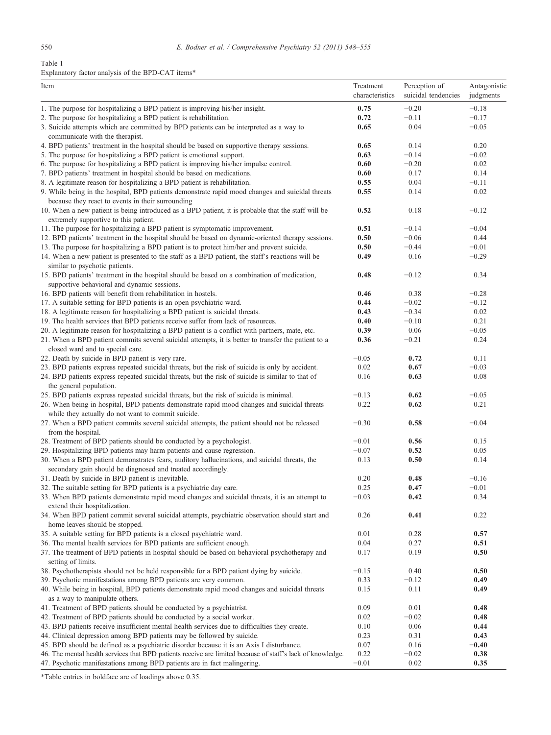Table 1
Explanatory factor analysis of the BPD-CAT items*

| Item | Treatment characteristics | Perception of suicidal tendencies | Antagonistic judgments |
|---|---|---|---|
| 1. The purpose for hospitalizing a BPD patient is improving his/her insight. | **0.75** | −0.20 | −0.18 |
| 2. The purpose for hospitalizing a BPD patient is rehabilitation. | **0.72** | −0.11 | −0.17 |
| 3. Suicide attempts which are committed by BPD patients can be interpreted as a way to communicate with the therapist. | **0.65** | 0.04 | −0.05 |
| 4. BPD patients' treatment in the hospital should be based on supportive therapy sessions. | **0.65** | 0.14 | 0.20 |
| 5. The purpose for hospitalizing a BPD patient is emotional support. | **0.63** | −0.14 | −0.02 |
| 6. The purpose for hospitalizing a BPD patient is improving his/her impulse control. | **0.60** | −0.20 | 0.02 |
| 7. BPD patients' treatment in hospital should be based on medications. | **0.60** | 0.17 | 0.14 |
| 8. A legitimate reason for hospitalizing a BPD patient is rehabilitation. | **0.55** | 0.04 | −0.11 |
| 9. While being in the hospital, BPD patients demonstrate rapid mood changes and suicidal threats because they react to events in their surrounding | **0.55** | 0.14 | 0.02 |
| 10. When a new patient is being introduced as a BPD patient, it is probable that the staff will be extremely supportive to this patient. | **0.52** | 0.18 | −0.12 |
| 11. The purpose for hospitalizing a BPD patient is symptomatic improvement. | **0.51** | −0.14 | −0.04 |
| 12. BPD patients' treatment in the hospital should be based on dynamic-oriented therapy sessions. | **0.50** | −0.06 | 0.44 |
| 13. The purpose for hospitalizing a BPD patient is to protect him/her and prevent suicide. | **0.50** | −0.44 | −0.01 |
| 14. When a new patient is presented to the staff as a BPD patient, the staff's reactions will be similar to psychotic patients. | **0.49** | 0.16 | −0.29 |
| 15. BPD patients' treatment in the hospital should be based on a combination of medication, supportive behavioral and dynamic sessions. | **0.48** | −0.12 | 0.34 |
| 16. BPD patients will benefit from rehabilitation in hostels. | **0.46** | 0.38 | −0.28 |
| 17. A suitable setting for BPD patients is an open psychiatric ward. | **0.44** | −0.02 | −0.12 |
| 18. A legitimate reason for hospitalizing a BPD patient is suicidal threats. | **0.43** | −0.34 | 0.02 |
| 19. The health services that BPD patients receive suffer from lack of resources. | **0.40** | −0.10 | 0.21 |
| 20. A legitimate reason for hospitalizing a BPD patient is a conflict with partners, mate, etc. | **0.39** | 0.06 | −0.05 |
| 21. When a BPD patient commits several suicidal attempts, it is better to transfer the patient to a closed ward and to special care. | **0.36** | −0.21 | 0.24 |
| 22. Death by suicide in BPD patient is very rare. | −0.05 | **0.72** | 0.11 |
| 23. BPD patients express repeated suicidal threats, but the risk of suicide is only by accident. | 0.02 | **0.67** | −0.03 |
| 24. BPD patients express repeated suicidal threats, but the risk of suicide is similar to that of the general population. | 0.16 | **0.63** | 0.08 |
| 25. BPD patients express repeated suicidal threats, but the risk of suicide is minimal. | −0.13 | **0.62** | −0.05 |
| 26. When being in hospital, BPD patients demonstrate rapid mood changes and suicidal threats while they actually do not want to commit suicide. | 0.22 | **0.62** | 0.21 |
| 27. When a BPD patient commits several suicidal attempts, the patient should not be released from the hospital. | −0.30 | **0.58** | −0.04 |
| 28. Treatment of BPD patients should be conducted by a psychologist. | −0.01 | **0.56** | 0.15 |
| 29. Hospitalizing BPD patients may harm patients and cause regression. | −0.07 | **0.52** | 0.05 |
| 30. When a BPD patient demonstrates fears, auditory hallucinations, and suicidal threats, the secondary gain should be diagnosed and treated accordingly. | 0.13 | **0.50** | 0.14 |
| 31. Death by suicide in BPD patient is inevitable. | 0.20 | **0.48** | −0.16 |
| 32. The suitable setting for BPD patients is a psychiatric day care. | 0.25 | **0.47** | −0.01 |
| 33. When BPD patients demonstrate rapid mood changes and suicidal threats, it is an attempt to extend their hospitalization. | −0.03 | **0.42** | 0.34 |
| 34. When BPD patient commit several suicidal attempts, psychiatric observation should start and home leaves should be stopped. | 0.26 | **0.41** | 0.22 |
| 35. A suitable setting for BPD patients is a closed psychiatric ward. | 0.01 | 0.28 | **0.57** |
| 36. The mental health services for BPD patients are sufficient enough. | 0.04 | 0.27 | **0.51** |
| 37. The treatment of BPD patients in hospital should be based on behavioral psychotherapy and setting of limits. | 0.17 | 0.19 | **0.50** |
| 38. Psychotherapists should not be held responsible for a BPD patient dying by suicide. | −0.15 | 0.40 | **0.50** |
| 39. Psychotic manifestations among BPD patients are very common. | 0.33 | −0.12 | **0.49** |
| 40. While being in hospital, BPD patients demonstrate rapid mood changes and suicidal threats as a way to manipulate others. | 0.15 | 0.11 | **0.49** |
| 41. Treatment of BPD patients should be conducted by a psychiatrist. | 0.09 | 0.01 | **0.48** |
| 42. Treatment of BPD patients should be conducted by a social worker. | 0.02 | −0.02 | **0.48** |
| 43. BPD patients receive insufficient mental health services due to difficulties they create. | 0.10 | 0.06 | **0.44** |
| 44. Clinical depression among BPD patients may be followed by suicide. | 0.23 | 0.31 | **0.43** |
| 45. BPD should be defined as a psychiatric disorder because it is an Axis I disturbance. | 0.07 | 0.16 | **−0.40** |
| 46. The mental health services that BPD patients receive are limited because of staff's lack of knowledge. | 0.22 | −0.02 | **0.38** |
| 47. Psychotic manifestations among BPD patients are in fact malingering. | −0.01 | 0.02 | **0.35** |

*Table entries in boldface are of loadings above 0.35.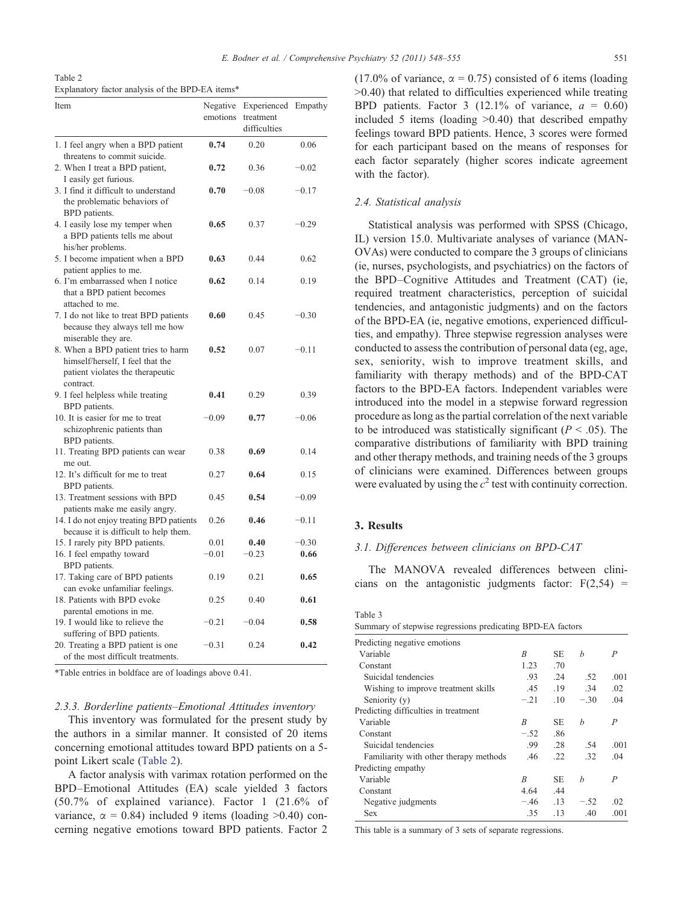Table 2
Explanatory factor analysis of the BPD-EA items*

| Item | Negative emotions | Experienced treatment difficulties | Empathy |
|---|---|---|---|
| 1. I feel angry when a BPD patient threatens to commit suicide. | **0.74** | 0.20 | 0.06 |
| 2. When I treat a BPD patient, I easily get furious. | **0.72** | 0.36 | −0.02 |
| 3. I find it difficult to understand the problematic behaviors of BPD patients. | **0.70** | −0.08 | −0.17 |
| 4. I easily lose my temper when a BPD patients tells me about his/her problems. | **0.65** | 0.37 | −0.29 |
| 5. I become impatient when a BPD patient applies to me. | **0.63** | 0.44 | 0.62 |
| 6. I'm embarrassed when I notice that a BPD patient becomes attached to me. | **0.62** | 0.14 | 0.19 |
| 7. I do not like to treat BPD patients because they always tell me how miserable they are. | **0.60** | 0.45 | −0.30 |
| 8. When a BPD patient tries to harm himself/herself, I feel that the patient violates the therapeutic contract. | **0.52** | 0.07 | −0.11 |
| 9. I feel helpless while treating BPD patients. | **0.41** | 0.29 | 0.39 |
| 10. It is easier for me to treat schizophrenic patients than BPD patients. | −0.09 | **0.77** | −0.06 |
| 11. Treating BPD patients can wear me out. | 0.38 | **0.69** | 0.14 |
| 12. It's difficult for me to treat BPD patients. | 0.27 | **0.64** | 0.15 |
| 13. Treatment sessions with BPD patients make me easily angry. | 0.45 | **0.54** | −0.09 |
| 14. I do not enjoy treating BPD patients because it is difficult to help them. | 0.26 | **0.46** | −0.11 |
| 15. I rarely pity BPD patients. | 0.01 | **0.40** | −0.30 |
| 16. I feel empathy toward BPD patients. | −0.01 | −0.23 | **0.66** |
| 17. Taking care of BPD patients can evoke unfamiliar feelings. | 0.19 | 0.21 | **0.65** |
| 18. Patients with BPD evoke parental emotions in me. | 0.25 | 0.40 | **0.61** |
| 19. I would like to relieve the suffering of BPD patients. | −0.21 | −0.04 | **0.58** |
| 20. Treating a BPD patient is one of the most difficult treatments. | −0.31 | 0.24 | **0.42** |

*Table entries in boldface are of loadings above 0.41.

### 2.3.3. Borderline patients–Emotional Attitudes inventory

This inventory was formulated for the present study by the authors in a similar manner. It consisted of 20 items concerning emotional attitudes toward BPD patients on a 5-point Likert scale (Table 2).

A factor analysis with varimax rotation performed on the BPD–Emotional Attitudes (EA) scale yielded 3 factors (50.7% of explained variance). Factor 1 (21.6% of variance, $\alpha = 0.84$) included 9 items (loading >0.40) concerning negative emotions toward BPD patients. Factor 2 (17.0% of variance, $\alpha = 0.75$) consisted of 6 items (loading >0.40) that related to difficulties experienced while treating BPD patients. Factor 3 (12.1% of variance, $a = 0.60$) included 5 items (loading >0.40) that described empathy feelings toward BPD patients. Hence, 3 scores were formed for each participant based on the means of responses for each factor separately (higher scores indicate agreement with the factor).

### 2.4. Statistical analysis

Statistical analysis was performed with SPSS (Chicago, IL) version 15.0. Multivariate analyses of variance (MANOVAs) were conducted to compare the 3 groups of clinicians (ie, nurses, psychologists, and psychiatrics) on the factors of the BPD–Cognitive Attitudes and Treatment (CAT) (ie, required treatment characteristics, perception of suicidal tendencies, and antagonistic judgments) and on the factors of the BPD-EA (ie, negative emotions, experienced difficulties, and empathy). Three stepwise regression analyses were conducted to assess the contribution of personal data (eg, age, sex, seniority, wish to improve treatment skills, and familiarity with therapy methods) and of the BPD-CAT factors to the BPD-EA factors. Independent variables were introduced into the model in a stepwise forward regression procedure as long as the partial correlation of the next variable to be introduced was statistically significant ($P < .05$). The comparative distributions of familiarity with BPD training and other therapy methods, and training needs of the 3 groups of clinicians were examined. Differences between groups were evaluated by using the $c^2$ test with continuity correction.

## 3. Results

### 3.1. Differences between clinicians on BPD-CAT

The MANOVA revealed differences between clinicians on the antagonistic judgments factor: $F(2,54) =$

Table 3
Summary of stepwise regressions predicating BPD-EA factors

| Predicting negative emotions | | | | |
|---|---|---|---|---|
| Variable | *B* | SE | *b* | *P* |
| Constant | 1.23 | .70 | | |
| Suicidal tendencies | .93 | .24 | .52 | .001 |
| Wishing to improve treatment skills | .45 | .19 | .34 | .02 |
| Seniority (y) | −.21 | .10 | −.30 | .04 |
| **Predicting difficulties in treatment** | | | | |
| Variable | *B* | SE | *b* | *P* |
| Constant | −.52 | .86 | | |
| Suicidal tendencies | .99 | .28 | .54 | .001 |
| Familiarity with other therapy methods | .46 | .22 | .32 | .04 |
| **Predicting empathy** | | | | |
| Variable | *B* | SE | *b* | *P* |
| Constant | 4.64 | .44 | | |
| Negative judgments | −.46 | .13 | −.52 | .02 |
| Sex | .35 | .13 | .40 | .001 |

This table is a summary of 3 sets of separate regressions.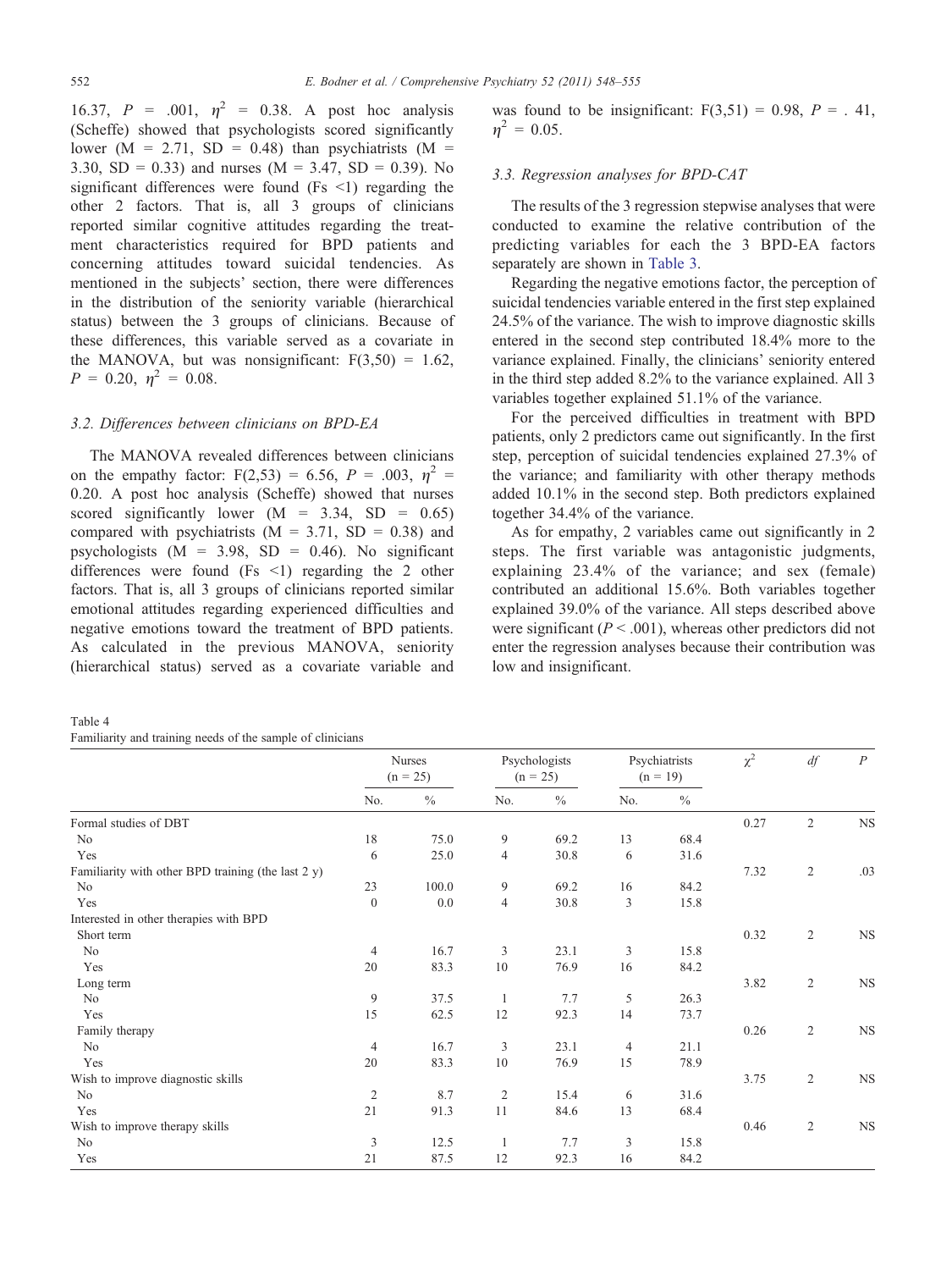16.37, $P$ = .001, $\eta^2$ = 0.38. A post hoc analysis (Scheffe) showed that psychologists scored significantly lower (M = 2.71, SD = 0.48) than psychiatrists (M = 3.30, SD = 0.33) and nurses (M = 3.47, SD = 0.39). No significant differences were found (Fs <1) regarding the other 2 factors. That is, all 3 groups of clinicians reported similar cognitive attitudes regarding the treatment characteristics required for BPD patients and concerning attitudes toward suicidal tendencies. As mentioned in the subjects' section, there were differences in the distribution of the seniority variable (hierarchical status) between the 3 groups of clinicians. Because of these differences, this variable served as a covariate in the MANOVA, but was nonsignificant: $F(3,50)$ = 1.62, $P$ = 0.20, $\eta^2$ = 0.08.

### 3.2. Differences between clinicians on BPD-EA

The MANOVA revealed differences between clinicians on the empathy factor: $F(2,53)$ = 6.56, $P$ = .003, $\eta^2$ = 0.20. A post hoc analysis (Scheffe) showed that nurses scored significantly lower (M = 3.34, SD = 0.65) compared with psychiatrists (M = 3.71, SD = 0.38) and psychologists (M = 3.98, SD = 0.46). No significant differences were found (Fs <1) regarding the 2 other factors. That is, all 3 groups of clinicians reported similar emotional attitudes regarding experienced difficulties and negative emotions toward the treatment of BPD patients. As calculated in the previous MANOVA, seniority (hierarchical status) served as a covariate variable and was found to be insignificant: $F(3,51)$ = 0.98, $P$ = . 41, $\eta^2$ = 0.05.

### 3.3. Regression analyses for BPD-CAT

The results of the 3 regression stepwise analyses that were conducted to examine the relative contribution of the predicting variables for each the 3 BPD-EA factors separately are shown in Table 3.

Regarding the negative emotions factor, the perception of suicidal tendencies variable entered in the first step explained 24.5% of the variance. The wish to improve diagnostic skills entered in the second step contributed 18.4% more to the variance explained. Finally, the clinicians' seniority entered in the third step added 8.2% to the variance explained. All 3 variables together explained 51.1% of the variance.

For the perceived difficulties in treatment with BPD patients, only 2 predictors came out significantly. In the first step, perception of suicidal tendencies explained 27.3% of the variance; and familiarity with other therapy methods added 10.1% in the second step. Both predictors explained together 34.4% of the variance.

As for empathy, 2 variables came out significantly in 2 steps. The first variable was antagonistic judgments, explaining 23.4% of the variance; and sex (female) contributed an additional 15.6%. Both variables together explained 39.0% of the variance. All steps described above were significant ($P$ < .001), whereas other predictors did not enter the regression analyses because their contribution was low and insignificant.

Table 4
Familiarity and training needs of the sample of clinicians

| | Nurses (n = 25) | | Psychologists (n = 25) | | Psychiatrists (n = 19) | | $\chi^2$ | *df* | *P* |
|---|---|---|---|---|---|---|---|---|---|
| | No. | % | No. | % | No. | % | | | |
| Formal studies of DBT | | | | | | | 0.27 | 2 | NS |
| No | 18 | 75.0 | 9 | 69.2 | 13 | 68.4 | | | |
| Yes | 6 | 25.0 | 4 | 30.8 | 6 | 31.6 | | | |
| Familiarity with other BPD training (the last 2 y) | | | | | | | 7.32 | 2 | .03 |
| No | 23 | 100.0 | 9 | 69.2 | 16 | 84.2 | | | |
| Yes | 0 | 0.0 | 4 | 30.8 | 3 | 15.8 | | | |
| Interested in other therapies with BPD | | | | | | | | | |
| Short term | | | | | | | 0.32 | 2 | NS |
| No | 4 | 16.7 | 3 | 23.1 | 3 | 15.8 | | | |
| Yes | 20 | 83.3 | 10 | 76.9 | 16 | 84.2 | | | |
| Long term | | | | | | | 3.82 | 2 | NS |
| No | 9 | 37.5 | 1 | 7.7 | 5 | 26.3 | | | |
| Yes | 15 | 62.5 | 12 | 92.3 | 14 | 73.7 | | | |
| Family therapy | | | | | | | 0.26 | 2 | NS |
| No | 4 | 16.7 | 3 | 23.1 | 4 | 21.1 | | | |
| Yes | 20 | 83.3 | 10 | 76.9 | 15 | 78.9 | | | |
| Wish to improve diagnostic skills | | | | | | | 3.75 | 2 | NS |
| No | 2 | 8.7 | 2 | 15.4 | 6 | 31.6 | | | |
| Yes | 21 | 91.3 | 11 | 84.6 | 13 | 68.4 | | | |
| Wish to improve therapy skills | | | | | | | 0.46 | 2 | NS |
| No | 3 | 12.5 | 1 | 7.7 | 3 | 15.8 | | | |
| Yes | 21 | 87.5 | 12 | 92.3 | 16 | 84.2 | | | |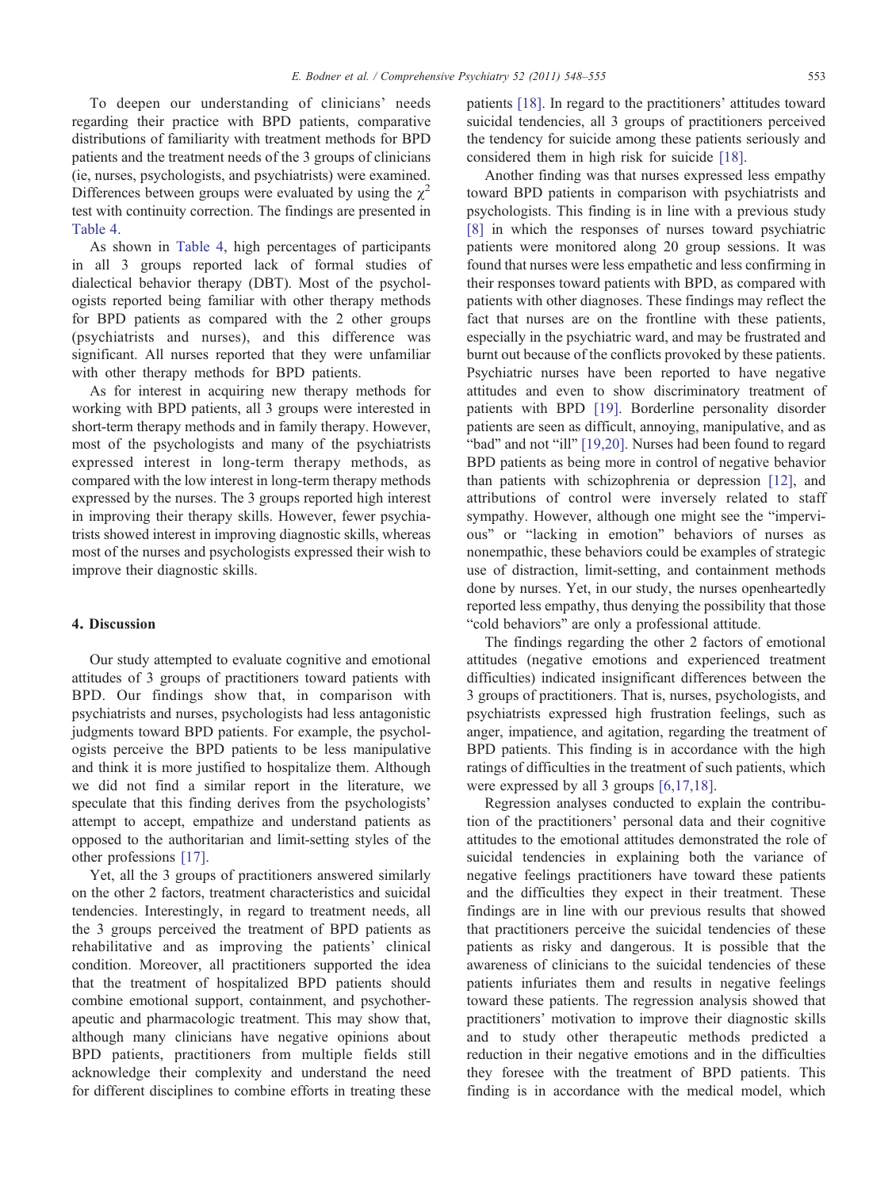To deepen our understanding of clinicians' needs regarding their practice with BPD patients, comparative distributions of familiarity with treatment methods for BPD patients and the treatment needs of the 3 groups of clinicians (ie, nurses, psychologists, and psychiatrists) were examined. Differences between groups were evaluated by using the $\chi^2$ test with continuity correction. The findings are presented in Table 4.

As shown in Table 4, high percentages of participants in all 3 groups reported lack of formal studies of dialectical behavior therapy (DBT). Most of the psychologists reported being familiar with other therapy methods for BPD patients as compared with the 2 other groups (psychiatrists and nurses), and this difference was significant. All nurses reported that they were unfamiliar with other therapy methods for BPD patients.

As for interest in acquiring new therapy methods for working with BPD patients, all 3 groups were interested in short-term therapy methods and in family therapy. However, most of the psychologists and many of the psychiatrists expressed interest in long-term therapy methods, as compared with the low interest in long-term therapy methods expressed by the nurses. The 3 groups reported high interest in improving their therapy skills. However, fewer psychiatrists showed interest in improving diagnostic skills, whereas most of the nurses and psychologists expressed their wish to improve their diagnostic skills.

## 4. Discussion

Our study attempted to evaluate cognitive and emotional attitudes of 3 groups of practitioners toward patients with BPD. Our findings show that, in comparison with psychiatrists and nurses, psychologists had less antagonistic judgments toward BPD patients. For example, the psychologists perceive the BPD patients to be less manipulative and think it is more justified to hospitalize them. Although we did not find a similar report in the literature, we speculate that this finding derives from the psychologists' attempt to accept, empathize and understand patients as opposed to the authoritarian and limit-setting styles of the other professions [17].

Yet, all the 3 groups of practitioners answered similarly on the other 2 factors, treatment characteristics and suicidal tendencies. Interestingly, in regard to treatment needs, all the 3 groups perceived the treatment of BPD patients as rehabilitative and as improving the patients' clinical condition. Moreover, all practitioners supported the idea that the treatment of hospitalized BPD patients should combine emotional support, containment, and psychotherapeutic and pharmacologic treatment. This may show that, although many clinicians have negative opinions about BPD patients, practitioners from multiple fields still acknowledge their complexity and understand the need for different disciplines to combine efforts in treating these patients [18]. In regard to the practitioners' attitudes toward suicidal tendencies, all 3 groups of practitioners perceived the tendency for suicide among these patients seriously and considered them in high risk for suicide [18].

Another finding was that nurses expressed less empathy toward BPD patients in comparison with psychiatrists and psychologists. This finding is in line with a previous study [8] in which the responses of nurses toward psychiatric patients were monitored along 20 group sessions. It was found that nurses were less empathetic and less confirming in their responses toward patients with BPD, as compared with patients with other diagnoses. These findings may reflect the fact that nurses are on the frontline with these patients, especially in the psychiatric ward, and may be frustrated and burnt out because of the conflicts provoked by these patients. Psychiatric nurses have been reported to have negative attitudes and even to show discriminatory treatment of patients with BPD [19]. Borderline personality disorder patients are seen as difficult, annoying, manipulative, and as "bad" and not "ill" [19,20]. Nurses had been found to regard BPD patients as being more in control of negative behavior than patients with schizophrenia or depression [12], and attributions of control were inversely related to staff sympathy. However, although one might see the "impervious" or "lacking in emotion" behaviors of nurses as nonempathic, these behaviors could be examples of strategic use of distraction, limit-setting, and containment methods done by nurses. Yet, in our study, the nurses openheartedly reported less empathy, thus denying the possibility that those "cold behaviors" are only a professional attitude.

The findings regarding the other 2 factors of emotional attitudes (negative emotions and experienced treatment difficulties) indicated insignificant differences between the 3 groups of practitioners. That is, nurses, psychologists, and psychiatrists expressed high frustration feelings, such as anger, impatience, and agitation, regarding the treatment of BPD patients. This finding is in accordance with the high ratings of difficulties in the treatment of such patients, which were expressed by all 3 groups [6,17,18].

Regression analyses conducted to explain the contribution of the practitioners' personal data and their cognitive attitudes to the emotional attitudes demonstrated the role of suicidal tendencies in explaining both the variance of negative feelings practitioners have toward these patients and the difficulties they expect in their treatment. These findings are in line with our previous results that showed that practitioners perceive the suicidal tendencies of these patients as risky and dangerous. It is possible that the awareness of clinicians to the suicidal tendencies of these patients infuriates them and results in negative feelings toward these patients. The regression analysis showed that practitioners' motivation to improve their diagnostic skills and to study other therapeutic methods predicted a reduction in their negative emotions and in the difficulties they foresee with the treatment of BPD patients. This finding is in accordance with the medical model, which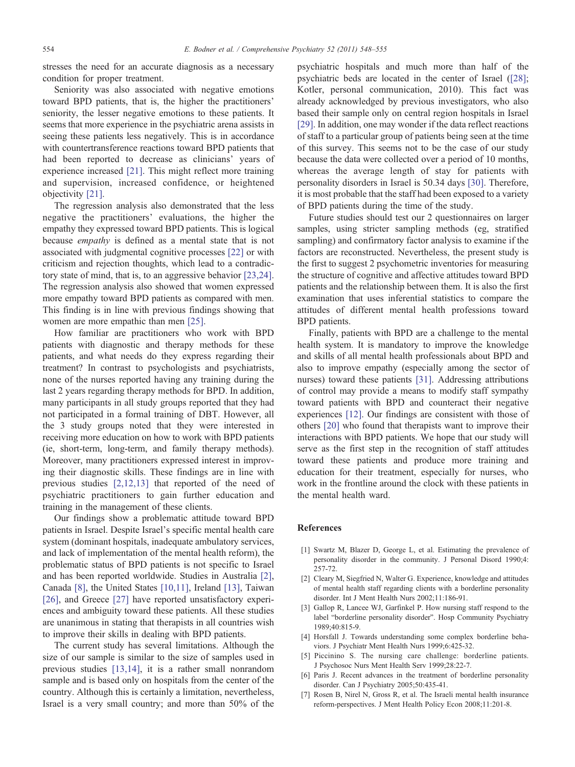stresses the need for an accurate diagnosis as a necessary condition for proper treatment.

Seniority was also associated with negative emotions toward BPD patients, that is, the higher the practitioners' seniority, the lesser negative emotions to these patients. It seems that more experience in the psychiatric arena assists in seeing these patients less negatively. This is in accordance with countertransference reactions toward BPD patients that had been reported to decrease as clinicians' years of experience increased [21]. This might reflect more training and supervision, increased confidence, or heightened objectivity [21].

The regression analysis also demonstrated that the less negative the practitioners' evaluations, the higher the empathy they expressed toward BPD patients. This is logical because *empathy* is defined as a mental state that is not associated with judgmental cognitive processes [22] or with criticism and rejection thoughts, which lead to a contradictory state of mind, that is, to an aggressive behavior [23,24]. The regression analysis also showed that women expressed more empathy toward BPD patients as compared with men. This finding is in line with previous findings showing that women are more empathic than men [25].

How familiar are practitioners who work with BPD patients with diagnostic and therapy methods for these patients, and what needs do they express regarding their treatment? In contrast to psychologists and psychiatrists, none of the nurses reported having any training during the last 2 years regarding therapy methods for BPD. In addition, many participants in all study groups reported that they had not participated in a formal training of DBT. However, all the 3 study groups noted that they were interested in receiving more education on how to work with BPD patients (ie, short-term, long-term, and family therapy methods). Moreover, many practitioners expressed interest in improving their diagnostic skills. These findings are in line with previous studies [2,12,13] that reported of the need of psychiatric practitioners to gain further education and training in the management of these clients.

Our findings show a problematic attitude toward BPD patients in Israel. Despite Israel's specific mental health care system (dominant hospitals, inadequate ambulatory services, and lack of implementation of the mental health reform), the problematic status of BPD patients is not specific to Israel and has been reported worldwide. Studies in Australia [2], Canada [8], the United States [10,11], Ireland [13], Taiwan [26], and Greece [27] have reported unsatisfactory experiences and ambiguity toward these patients. All these studies are unanimous in stating that therapists in all countries wish to improve their skills in dealing with BPD patients.

The current study has several limitations. Although the size of our sample is similar to the size of samples used in previous studies [13,14], it is a rather small nonrandom sample and is based only on hospitals from the center of the country. Although this is certainly a limitation, nevertheless, Israel is a very small country; and more than 50% of the psychiatric hospitals and much more than half of the psychiatric beds are located in the center of Israel ([28]; Kotler, personal communication, 2010). This fact was already acknowledged by previous investigators, who also based their sample only on central region hospitals in Israel [29]. In addition, one may wonder if the data reflect reactions of staff to a particular group of patients being seen at the time of this survey. This seems not to be the case of our study because the data were collected over a period of 10 months, whereas the average length of stay for patients with personality disorders in Israel is 50.34 days [30]. Therefore, it is most probable that the staff had been exposed to a variety of BPD patients during the time of the study.

Future studies should test our 2 questionnaires on larger samples, using stricter sampling methods (eg, stratified sampling) and confirmatory factor analysis to examine if the factors are reconstructed. Nevertheless, the present study is the first to suggest 2 psychometric inventories for measuring the structure of cognitive and affective attitudes toward BPD patients and the relationship between them. It is also the first examination that uses inferential statistics to compare the attitudes of different mental health professions toward BPD patients.

Finally, patients with BPD are a challenge to the mental health system. It is mandatory to improve the knowledge and skills of all mental health professionals about BPD and also to improve empathy (especially among the sector of nurses) toward these patients [31]. Addressing attributions of control may provide a means to modify staff sympathy toward patients with BPD and counteract their negative experiences [12]. Our findings are consistent with those of others [20] who found that therapists want to improve their interactions with BPD patients. We hope that our study will serve as the first step in the recognition of staff attitudes toward these patients and produce more training and education for their treatment, especially for nurses, who work in the frontline around the clock with these patients in the mental health ward.

## References

[1] Swartz M, Blazer D, George L, et al. Estimating the prevalence of personality disorder in the community. J Personal Disord 1990;4:257-72.

[2] Cleary M, Siegfried N, Walter G. Experience, knowledge and attitudes of mental health staff regarding clients with a borderline personality disorder. Int J Ment Health Nurs 2002;11:186-91.

[3] Gallop R, Lancee WJ, Garfinkel P. How nursing staff respond to the label "borderline personality disorder". Hosp Community Psychiatry 1989;40:815-9.

[4] Horsfall J. Towards understanding some complex borderline behaviors. J Psychiatr Ment Health Nurs 1999;6:425-32.

[5] Piccinino S. The nursing care challenge: borderline patients. J Psychosoc Nurs Ment Health Serv 1999;28:22-7.

[6] Paris J. Recent advances in the treatment of borderline personality disorder. Can J Psychiatry 2005;50:435-41.

[7] Rosen B, Nirel N, Gross R, et al. The Israeli mental health insurance reform-perspectives. J Ment Health Policy Econ 2008;11:201-8.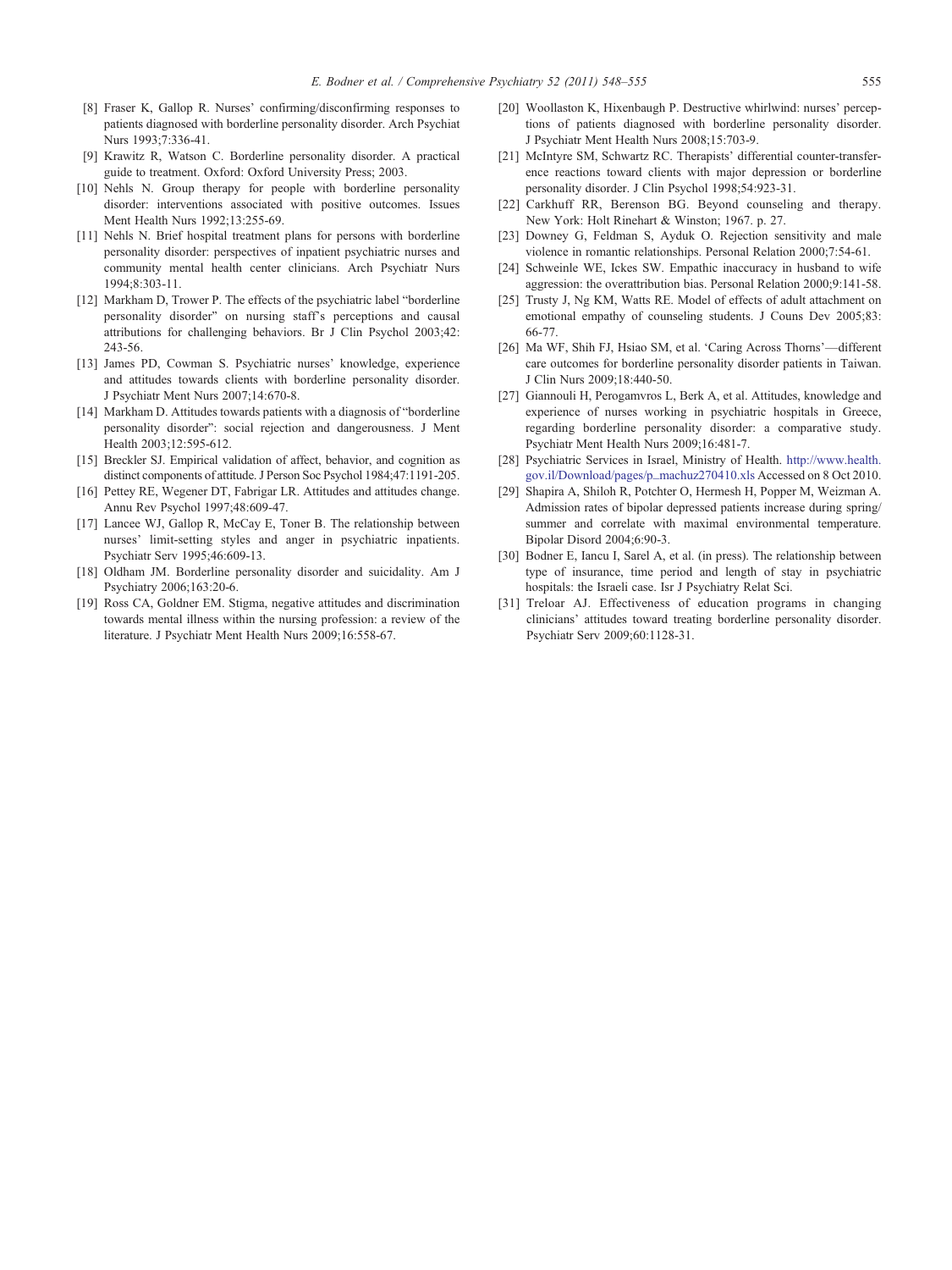[8] Fraser K, Gallop R. Nurses' confirming/disconfirming responses to patients diagnosed with borderline personality disorder. Arch Psychiat Nurs 1993;7:336-41.

[9] Krawitz R, Watson C. Borderline personality disorder. A practical guide to treatment. Oxford: Oxford University Press; 2003.

[10] Nehls N. Group therapy for people with borderline personality disorder: interventions associated with positive outcomes. Issues Ment Health Nurs 1992;13:255-69.

[11] Nehls N. Brief hospital treatment plans for persons with borderline personality disorder: perspectives of inpatient psychiatric nurses and community mental health center clinicians. Arch Psychiatr Nurs 1994;8:303-11.

[12] Markham D, Trower P. The effects of the psychiatric label "borderline personality disorder" on nursing staff's perceptions and causal attributions for challenging behaviors. Br J Clin Psychol 2003;42: 243-56.

[13] James PD, Cowman S. Psychiatric nurses' knowledge, experience and attitudes towards clients with borderline personality disorder. J Psychiatr Ment Nurs 2007;14:670-8.

[14] Markham D. Attitudes towards patients with a diagnosis of "borderline personality disorder": social rejection and dangerousness. J Ment Health 2003;12:595-612.

[15] Breckler SJ. Empirical validation of affect, behavior, and cognition as distinct components of attitude. J Person Soc Psychol 1984;47:1191-205.

[16] Pettey RE, Wegener DT, Fabrigar LR. Attitudes and attitudes change. Annu Rev Psychol 1997;48:609-47.

[17] Lancee WJ, Gallop R, McCay E, Toner B. The relationship between nurses' limit-setting styles and anger in psychiatric inpatients. Psychiatr Serv 1995;46:609-13.

[18] Oldham JM. Borderline personality disorder and suicidality. Am J Psychiatry 2006;163:20-6.

[19] Ross CA, Goldner EM. Stigma, negative attitudes and discrimination towards mental illness within the nursing profession: a review of the literature. J Psychiatr Ment Health Nurs 2009;16:558-67.

[20] Woollaston K, Hixenbaugh P. Destructive whirlwind: nurses' perceptions of patients diagnosed with borderline personality disorder. J Psychiatr Ment Health Nurs 2008;15:703-9.

[21] McIntyre SM, Schwartz RC. Therapists' differential counter-transference reactions toward clients with major depression or borderline personality disorder. J Clin Psychol 1998;54:923-31.

[22] Carkhuff RR, Berenson BG. Beyond counseling and therapy. New York: Holt Rinehart & Winston; 1967. p. 27.

[23] Downey G, Feldman S, Ayduk O. Rejection sensitivity and male violence in romantic relationships. Personal Relation 2000;7:54-61.

[24] Schweinle WE, Ickes SW. Empathic inaccuracy in husband to wife aggression: the overattribution bias. Personal Relation 2000;9:141-58.

[25] Trusty J, Ng KM, Watts RE. Model of effects of adult attachment on emotional empathy of counseling students. J Couns Dev 2005;83: 66-77.

[26] Ma WF, Shih FJ, Hsiao SM, et al. 'Caring Across Thorns'—different care outcomes for borderline personality disorder patients in Taiwan. J Clin Nurs 2009;18:440-50.

[27] Giannouli H, Perogamvros L, Berk A, et al. Attitudes, knowledge and experience of nurses working in psychiatric hospitals in Greece, regarding borderline personality disorder: a comparative study. Psychiatr Ment Health Nurs 2009;16:481-7.

[28] Psychiatric Services in Israel, Ministry of Health. http://www.health.gov.il/Download/pages/p_machuz270410.xls Accessed on 8 Oct 2010.

[29] Shapira A, Shiloh R, Potchter O, Hermesh H, Popper M, Weizman A. Admission rates of bipolar depressed patients increase during spring/summer and correlate with maximal environmental temperature. Bipolar Disord 2004;6:90-3.

[30] Bodner E, Iancu I, Sarel A, et al. (in press). The relationship between type of insurance, time period and length of stay in psychiatric hospitals: the Israeli case. Isr J Psychiatry Relat Sci.

[31] Treloar AJ. Effectiveness of education programs in changing clinicians' attitudes toward treating borderline personality disorder. Psychiatr Serv 2009;60:1128-31.